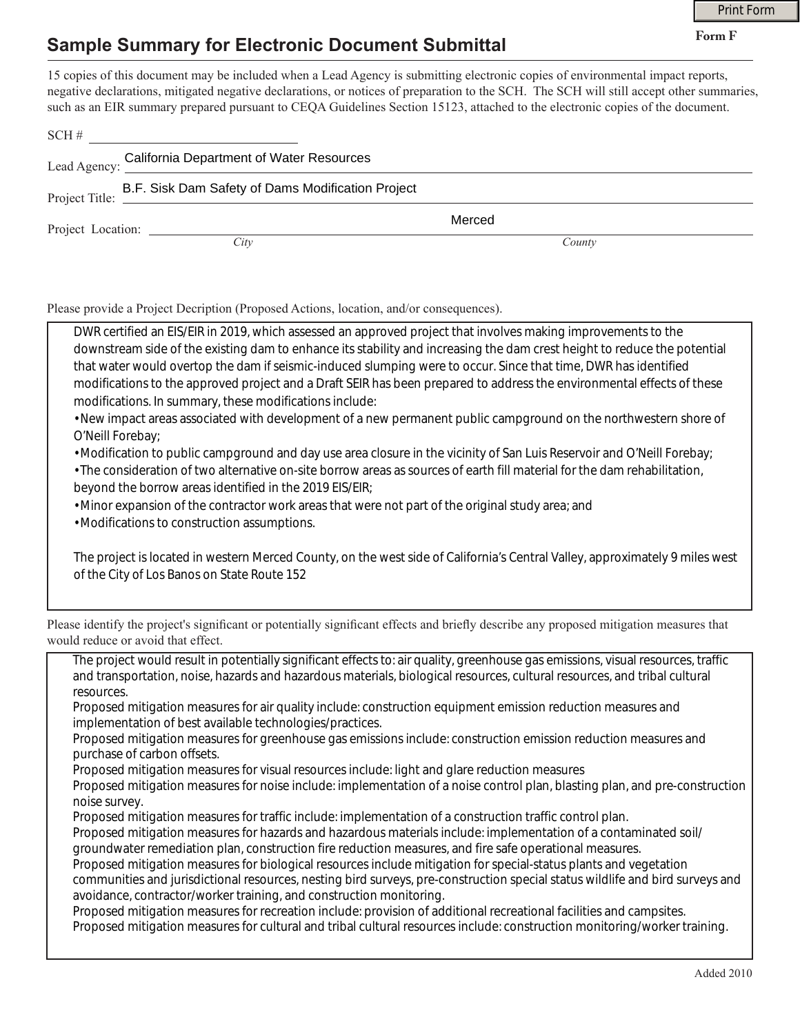Print Form

**Form F**

# Sample Summary for Electronic Document Submittal

15 copies of this document may be included when a Lead Agency is submitting electronic copies of environmental impact reports, negative declarations, mitigated negative declarations, or notices of preparation to the SCH. The SCH will still accept other summaries, such as an EIR summary prepared pursuant to CEQA Guidelines Section 15123, attached to the electronic copies of the document.

SCH # 

Lead Agency: California Department of Water Resources

Project Title: B.F. Sisk Dam Safety of Dams Modification Project

Project Location: *City* — *County* Merced

Please provide a Project Decription (Proposed Actions, location, and/or consequences).

DWR certified an EIS/EIR in 2019, which assessed an approved project that involves making improvements to the downstream side of the existing dam to enhance its stability and increasing the dam crest height to reduce the potential that water would overtop the dam if seismic-induced slumping were to occur. Since that time, DWR has identified modifications to the approved project and a Draft SEIR has been prepared to address the environmental effects of these modifications. In summary, these modifications include:

- New impact areas associated with development of a new permanent public campground on the northwestern shore of O'Neill Forebay;
- Modification to public campground and day use area closure in the vicinity of San Luis Reservoir and O'Neill Forebay;
- The consideration of two alternative on-site borrow areas as sources of earth fill material for the dam rehabilitation, beyond the borrow areas identified in the 2019 EIS/EIR;
- Minor expansion of the contractor work areas that were not part of the original study area; and
- Modifications to construction assumptions.

The project is located in western Merced County, on the west side of California's Central Valley, approximately 9 miles west of the City of Los Banos on State Route 152

Please identify the project's significant or potentially significant effects and briefly describe any proposed mitigation measures that would reduce or avoid that effect.

The project would result in potentially significant effects to: air quality, greenhouse gas emissions, visual resources, traffic and transportation, noise, hazards and hazardous materials, biological resources, cultural resources, and tribal cultural resources.
Proposed mitigation measures for air quality include: construction equipment emission reduction measures and implementation of best available technologies/practices.
Proposed mitigation measures for greenhouse gas emissions include: construction emission reduction measures and purchase of carbon offsets.
Proposed mitigation measures for visual resources include: light and glare reduction measures
Proposed mitigation measures for noise include: implementation of a noise control plan, blasting plan, and pre-construction noise survey.
Proposed mitigation measures for traffic include: implementation of a construction traffic control plan.
Proposed mitigation measures for hazards and hazardous materials include: implementation of a contaminated soil/groundwater remediation plan, construction fire reduction measures, and fire safe operational measures.
Proposed mitigation measures for biological resources include mitigation for special-status plants and vegetation communities and jurisdictional resources, nesting bird surveys, pre-construction special status wildlife and bird surveys and avoidance, contractor/worker training, and construction monitoring.
Proposed mitigation measures for recreation include: provision of additional recreational facilities and campsites.
Proposed mitigation measures for cultural and tribal cultural resources include: construction monitoring/worker training.

Added 2010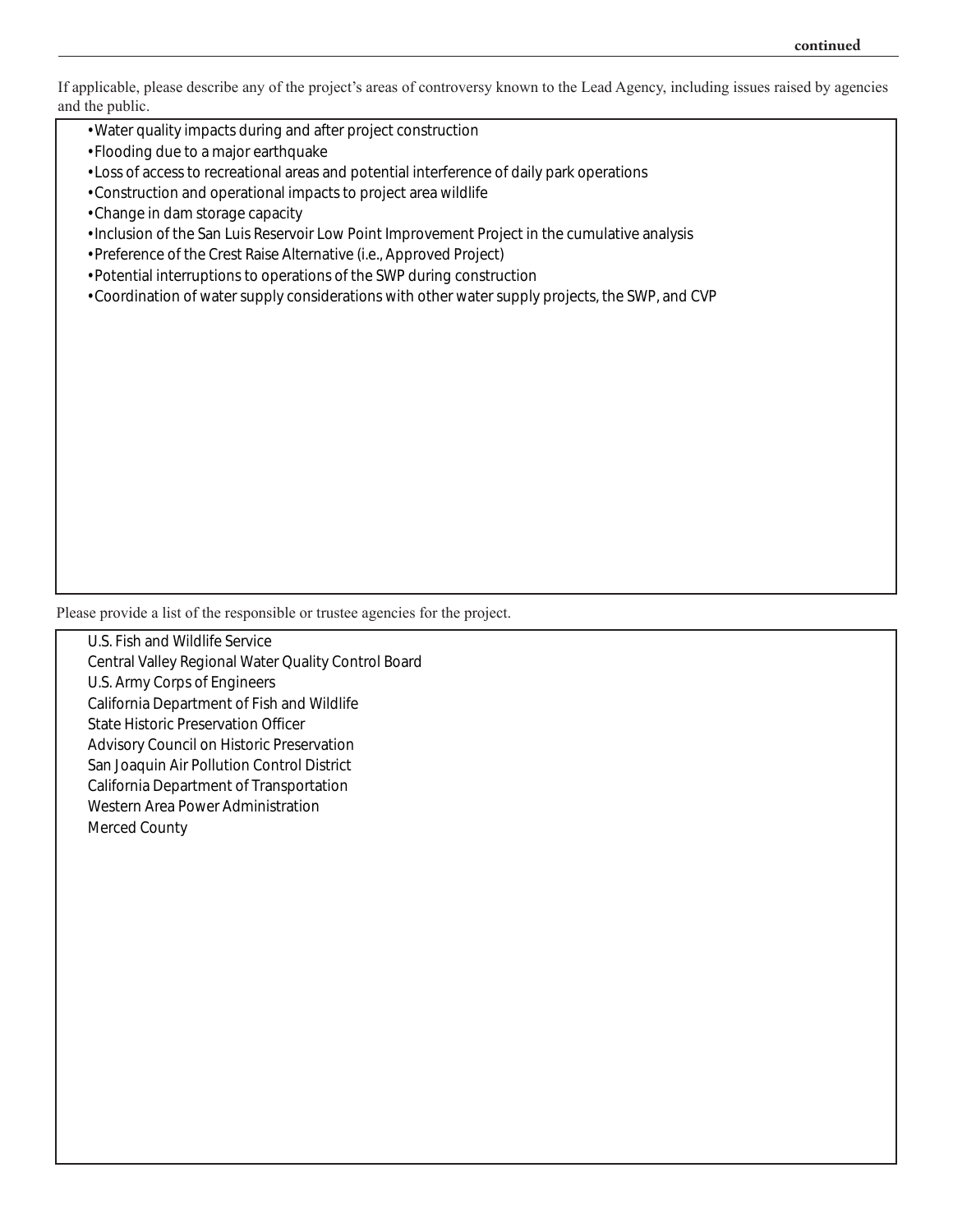If applicable, please describe any of the project's areas of controversy known to the Lead Agency, including issues raised by agencies and the public.

- Water quality impacts during and after project construction
- Flooding due to a major earthquake
- Loss of access to recreational areas and potential interference of daily park operations
- Construction and operational impacts to project area wildlife
- Change in dam storage capacity
- Inclusion of the San Luis Reservoir Low Point Improvement Project in the cumulative analysis
- Preference of the Crest Raise Alternative (i.e., Approved Project)
- Potential interruptions to operations of the SWP during construction
- Coordination of water supply considerations with other water supply projects, the SWP, and CVP

Please provide a list of the responsible or trustee agencies for the project.

U.S. Fish and Wildlife Service
Central Valley Regional Water Quality Control Board
U.S. Army Corps of Engineers
California Department of Fish and Wildlife
State Historic Preservation Officer
Advisory Council on Historic Preservation
San Joaquin Air Pollution Control District
California Department of Transportation
Western Area Power Administration
Merced County